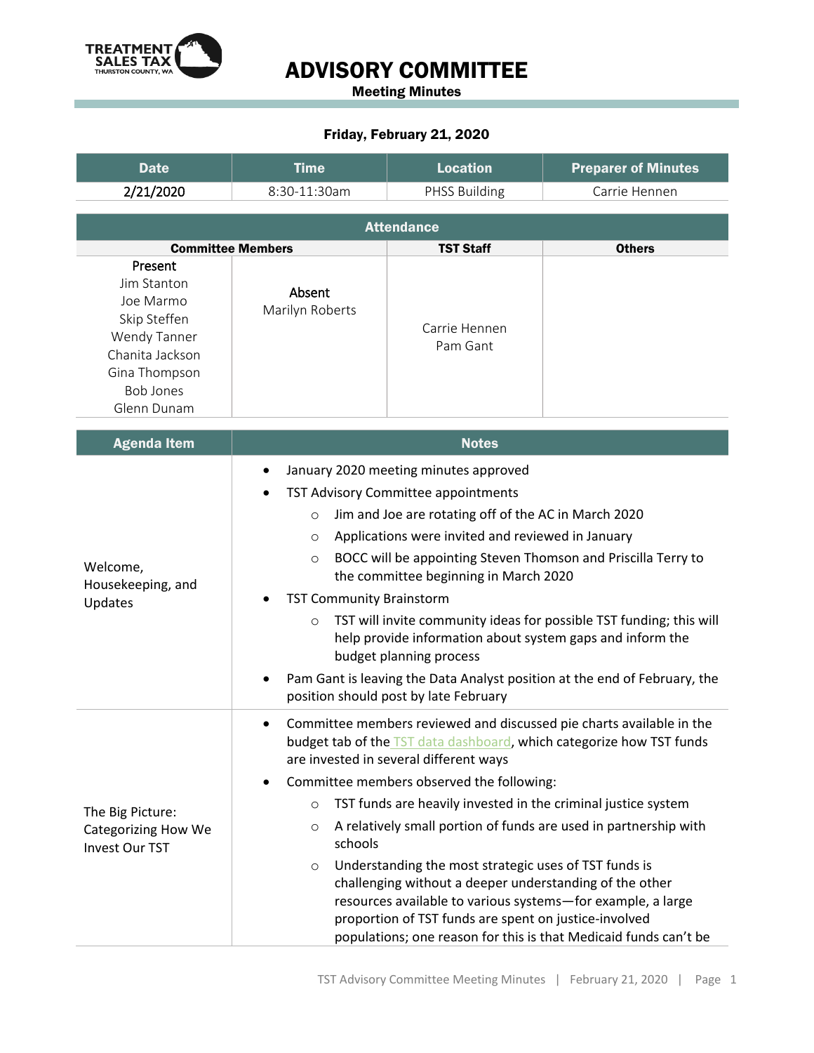TREATMENT SALES TAX
THURSTON COUNTY, WA

# ADVISORY COMMITTEE

**Meeting Minutes**

**Friday, February 21, 2020**

| Date | Time | Location | Preparer of Minutes |
|---|---|---|---|
| 2/21/2020 | 8:30-11:30am | PHSS Building | Carrie Hennen |

| Attendance | | | |
|---|---|---|---|
| **Committee Members** | | **TST Staff** | **Others** |
| Present<br>Jim Stanton<br>Joe Marmo<br>Skip Steffen<br>Wendy Tanner<br>Chanita Jackson<br>Gina Thompson<br>Bob Jones<br>Glenn Dunam | Absent<br>Marilyn Roberts | Carrie Hennen<br>Pam Gant | |

| Agenda Item | Notes |
|---|---|
| Welcome, Housekeeping, and Updates | • January 2020 meeting minutes approved<br>• TST Advisory Committee appointments<br>  ○ Jim and Joe are rotating off of the AC in March 2020<br>  ○ Applications were invited and reviewed in January<br>  ○ BOCC will be appointing Steven Thomson and Priscilla Terry to the committee beginning in March 2020<br>• TST Community Brainstorm<br>  ○ TST will invite community ideas for possible TST funding; this will help provide information about system gaps and inform the budget planning process<br>• Pam Gant is leaving the Data Analyst position at the end of February, the position should post by late February |
| The Big Picture: Categorizing How We Invest Our TST | • Committee members reviewed and discussed pie charts available in the budget tab of the TST data dashboard, which categorize how TST funds are invested in several different ways<br>• Committee members observed the following:<br>  ○ TST funds are heavily invested in the criminal justice system<br>  ○ A relatively small portion of funds are used in partnership with schools<br>  ○ Understanding the most strategic uses of TST funds is challenging without a deeper understanding of the other resources available to various systems—for example, a large proportion of TST funds are spent on justice-involved populations; one reason for this is that Medicaid funds can't be |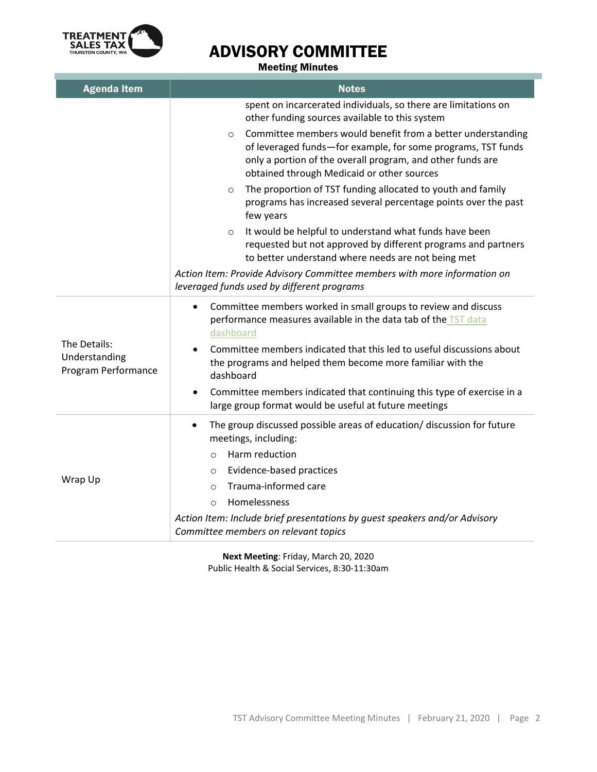# ADVISORY COMMITTEE

**Meeting Minutes**

| Agenda Item | Notes |
|---|---|
| | spent on incarcerated individuals, so there are limitations on other funding sources available to this system<br>◦ Committee members would benefit from a better understanding of leveraged funds—for example, for some programs, TST funds only a portion of the overall program, and other funds are obtained through Medicaid or other sources<br>◦ The proportion of TST funding allocated to youth and family programs has increased several percentage points over the past few years<br>◦ It would be helpful to understand what funds have been requested but not approved by different programs and partners to better understand where needs are not being met<br>*Action Item: Provide Advisory Committee members with more information on leveraged funds used by different programs* |
| The Details: Understanding Program Performance | • Committee members worked in small groups to review and discuss performance measures available in the data tab of the TST data dashboard<br>• Committee members indicated that this led to useful discussions about the programs and helped them become more familiar with the dashboard<br>• Committee members indicated that continuing this type of exercise in a large group format would be useful at future meetings |
| Wrap Up | • The group discussed possible areas of education/ discussion for future meetings, including:<br>◦ Harm reduction<br>◦ Evidence-based practices<br>◦ Trauma-informed care<br>◦ Homelessness<br>*Action Item: Include brief presentations by guest speakers and/or Advisory Committee members on relevant topics* |

**Next Meeting**: Friday, March 20, 2020
Public Health & Social Services, 8:30-11:30am